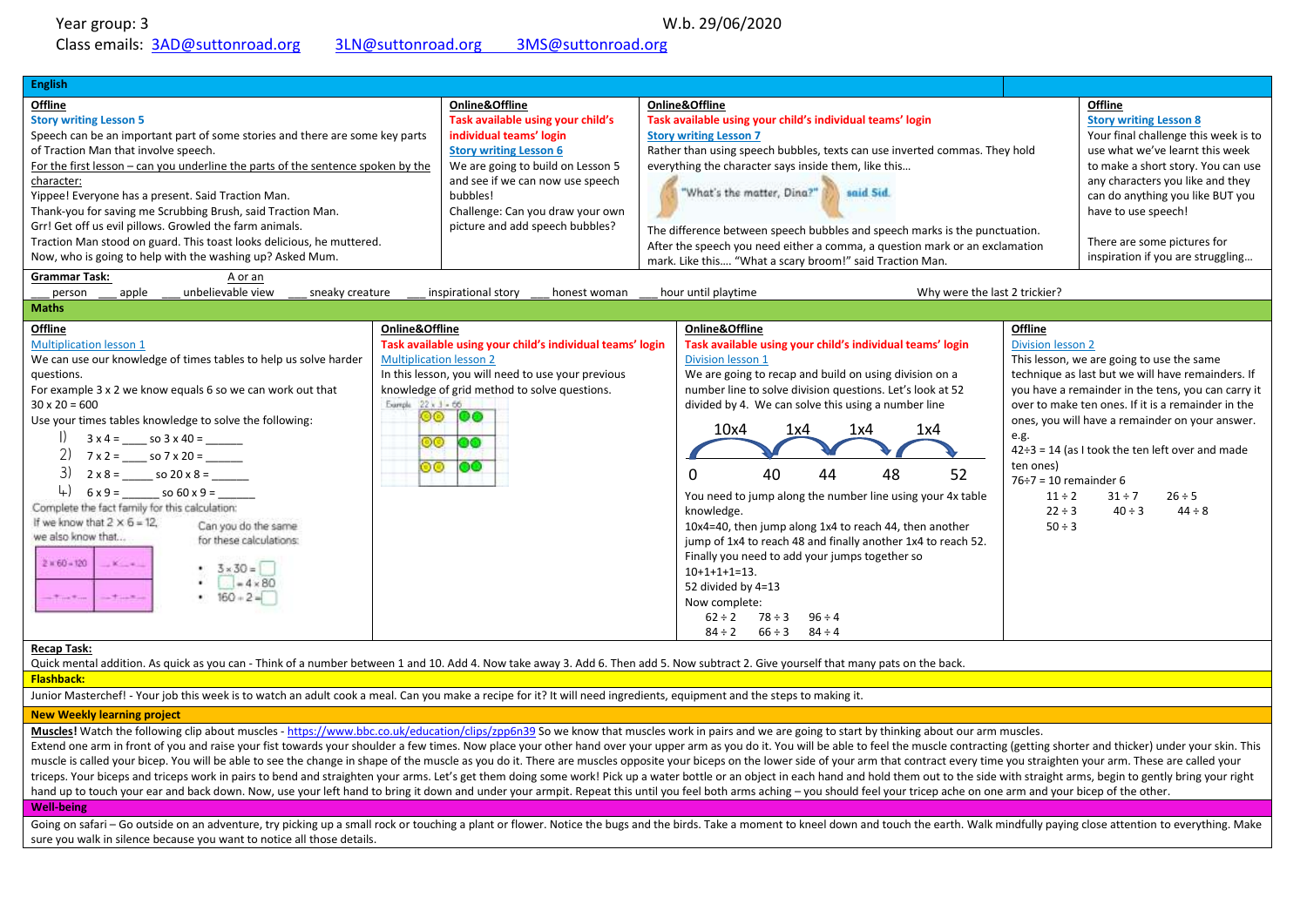Year group: 3

W.b. 29/06/2020

Class emails: 3AD@suttonroad.org 3LN@suttonroad.org 3MS@suttonroad.org

## English

**Offline**

**Story writing Lesson 5**

Speech can be an important part of some stories and there are some key parts of Traction Man that involve speech.

For the first lesson – can you underline the parts of the sentence spoken by the character:

Yippee! Everyone has a present. Said Traction Man.

Thank-you for saving me Scrubbing Brush, said Traction Man.

Grr! Get off us evil pillows. Growled the farm animals.

Traction Man stood on guard. This toast looks delicious, he muttered.

Now, who is going to help with the washing up? Asked Mum.

**Online&Offline**

**Task available using your child's individual teams' login**

**Story writing Lesson 6**

We are going to build on Lesson 5 and see if we can now use speech bubbles!

Challenge: Can you draw your own picture and add speech bubbles?

**Online&Offline**

**Task available using your child's individual teams' login**

**Story writing Lesson 7**

Rather than using speech bubbles, texts can use inverted commas. They hold everything the character says inside them, like this…

"What's the matter, Dina?" said Sid.

The difference between speech bubbles and speech marks is the punctuation. After the speech you need either a comma, a question mark or an exclamation mark. Like this…. "What a scary broom!" said Traction Man.

**Offline**

**Story writing Lesson 8**

Your final challenge this week is to use what we've learnt this week to make a short story. You can use any characters you like and they can do anything you like BUT you have to use speech!

There are some pictures for inspiration if you are struggling…

**Grammar Task:** A or an

___ person ___ apple ___ unbelievable view ___ sneaky creature ___ inspirational story ___ honest woman ___ hour until playtime

Why were the last 2 trickier?

## Maths

**Offline**

**Multiplication lesson 1**

We can use our knowledge of times tables to help us solve harder questions.

For example 3 x 2 we know equals 6 so we can work out that 30 x 20 = 600

Use your times tables knowledge to solve the following:

1) 3 x 4 = ____ so 3 x 40 = ______
2) 7 x 2 = ____ so 7 x 20 = ______
3) 2 x 8 = _____ so 20 x 8 = ______
4) 6 x 9 = ______ so 60 x 9 = ______

Complete the fact family for this calculation:

If we know that 2 × 6 = 12, we also know that…

| 2 × 60 = 120 | __ × __ = __ |
|---|---|
| __ ÷ __ = __ | __ ÷ __ = __ |

Can you do the same for these calculations:

- 3 × 30 = ☐
- ☐ = 4 × 80
- 160 ÷ 2 = ☐

**Online&Offline**

**Task available using your child's individual teams' login**

**Multiplication lesson 2**

In this lesson, you will need to use your previous knowledge of grid method to solve questions.

Example 22 x 3 = 66

**Online&Offline**

**Task available using your child's individual teams' login**

**Division lesson 1**

We are going to recap and build on using division on a number line to solve division questions. Let's look at 52 divided by 4. We can solve this using a number line

10x4 1x4 1x4 1x4

0 40 44 48 52

You need to jump along the number line using your 4x table knowledge.

10x4=40, then jump along 1x4 to reach 44, then another jump of 1x4 to reach 48 and finally another 1x4 to reach 52.

Finally you need to add your jumps together so 10+1+1+1=13.

52 divided by 4=13

Now complete:

62 ÷ 2 78 ÷ 3 96 ÷ 4

84 ÷ 2 66 ÷ 3 84 ÷ 4

**Offline**

**Division lesson 2**

This lesson, we are going to use the same technique as last but we will have remainders. If you have a remainder in the tens, you can carry it over to make ten ones. If it is a remainder in the ones, you will have a remainder on your answer.

e.g.

42÷3 = 14 (as I took the ten left over and made ten ones)

76÷7 = 10 remainder 6

11 ÷ 2 31 ÷ 7 26 ÷ 5

22 ÷ 3 40 ÷ 3 44 ÷ 8

50 ÷ 3

**Recap Task:**

Quick mental addition. As quick as you can - Think of a number between 1 and 10. Add 4. Now take away 3. Add 6. Then add 5. Now subtract 2. Give yourself that many pats on the back.

**Flashback:**

Junior Masterchef! - Your job this week is to watch an adult cook a meal. Can you make a recipe for it? It will need ingredients, equipment and the steps to making it.

## New Weekly learning project

**Muscles!** Watch the following clip about muscles - https://www.bbc.co.uk/education/clips/zpp6n39 So we know that muscles work in pairs and we are going to start by thinking about our arm muscles.

Extend one arm in front of you and raise your fist towards your shoulder a few times. Now place your other hand over your upper arm as you do it. You will be able to feel the muscle contracting (getting shorter and thicker) under your skin. This muscle is called your bicep. You will be able to see the change in shape of the muscle as you do it. There are muscles opposite your biceps on the lower side of your arm that contract every time you straighten your arm. These are called your triceps. Your biceps and triceps work in pairs to bend and straighten your arms. Let's get them doing some work! Pick up a water bottle or an object in each hand and hold them out to the side with straight arms, begin to gently bring your right hand up to touch your ear and back down. Now, use your left hand to bring it down and under your armpit. Repeat this until you feel both arms aching – you should feel your tricep ache on one arm and your bicep of the other.

## Well-being

Going on safari – Go outside on an adventure, try picking up a small rock or touching a plant or flower. Notice the bugs and the birds. Take a moment to kneel down and touch the earth. Walk mindfully paying close attention to everything. Make sure you walk in silence because you want to notice all those details.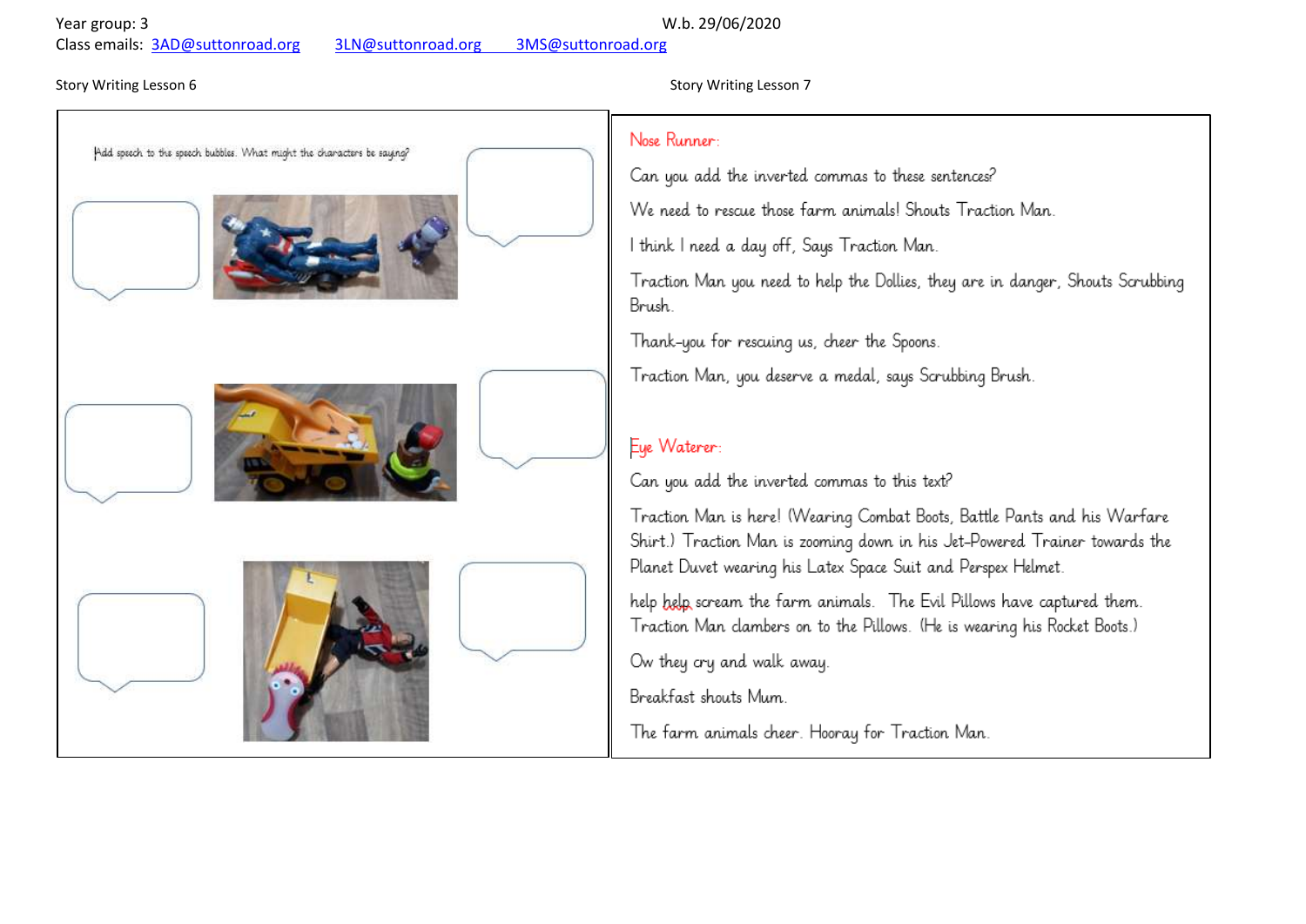Year group: 3 W.b. 29/06/2020

Class emails: 3AD@suttonroad.org 3LN@suttonroad.org 3MS@suttonroad.org

## Story Writing Lesson 6

Add speech to the speech bubbles. What might the characters be saying?

## Story Writing Lesson 7

**Nose Runner:**

Can you add the inverted commas to these sentences?

We need to rescue those farm animals! Shouts Traction Man.

I think I need a day off, Says Traction Man.

Traction Man you need to help the Dollies, they are in danger, Shouts Scrubbing Brush.

Thank-you for rescuing us, cheer the Spoons.

Traction Man, you deserve a medal, says Scrubbing Brush.

**Eye Waterer:**

Can you add the inverted commas to this text?

Traction Man is here! (Wearing Combat Boots, Battle Pants and his Warfare Shirt.) Traction Man is zooming down in his Jet-Powered Trainer towards the Planet Duvet wearing his Latex Space Suit and Perspex Helmet.

help help scream the farm animals. The Evil Pillows have captured them. Traction Man clambers on to the Pillows. (He is wearing his Rocket Boots.)

Ow they cry and walk away.

Breakfast shouts Mum.

The farm animals cheer. Hooray for Traction Man.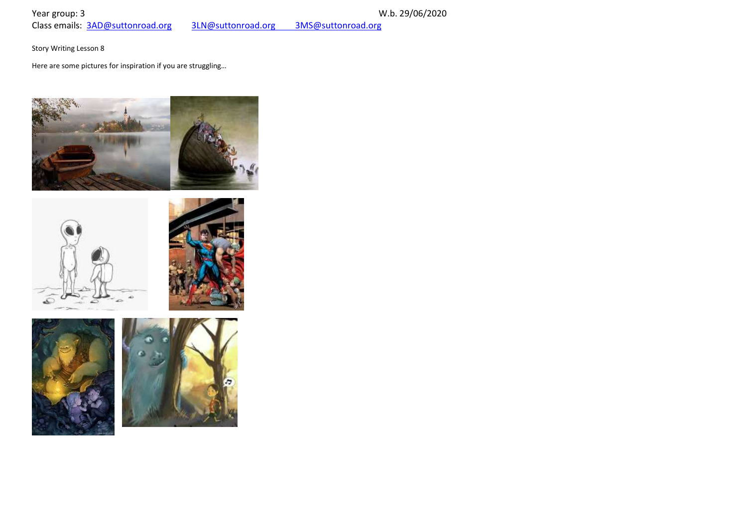Year group: 3 W.b. 29/06/2020

Class emails: 3AD@suttonroad.org 3LN@suttonroad.org 3MS@suttonroad.org

Story Writing Lesson 8

Here are some pictures for inspiration if you are struggling…